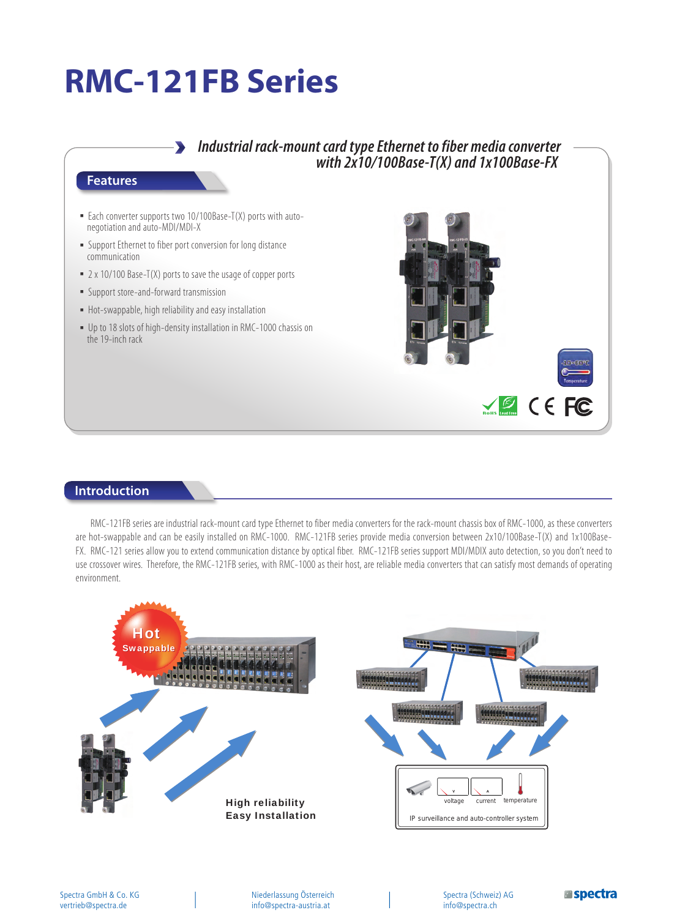# RMC-121FB Series

*Industrial rack-mount card type Ethernet to fiber media converter with 2x10/100Base-T(X) and 1x100Base-FX*

## Features

- Each converter supports two 10/100Base-T(X) ports with auto-negotiation and auto-MDI/MDI-X
- Support Ethernet to fiber port conversion for long distance communication
- 2 x 10/100 Base-T(X) ports to save the usage of copper ports
- Support store-and-forward transmission
- Hot-swappable, high reliability and easy installation
- Up to 18 slots of high-density installation in RMC-1000 chassis on the 19-inch rack

-10~60°C
Temperature

## Introduction

RMC-121FB series are industrial rack-mount card type Ethernet to fiber media converters for the rack-mount chassis box of RMC-1000, as these converters are hot-swappable and can be easily installed on RMC-1000. RMC-121FB series provide media conversion between 2x10/100Base-T(X) and 1x100Base-FX. RMC-121 series allow you to extend communication distance by optical fiber. RMC-121FB series support MDI/MDIX auto detection, so you don't need to use crossover wires. Therefore, the RMC-121FB series, with RMC-1000 as their host, are reliable media converters that can satisfy most demands of operating environment.

Hot Swappable

High reliability
Easy Installation

voltage
current
temperature
IP surveillance and auto-controller system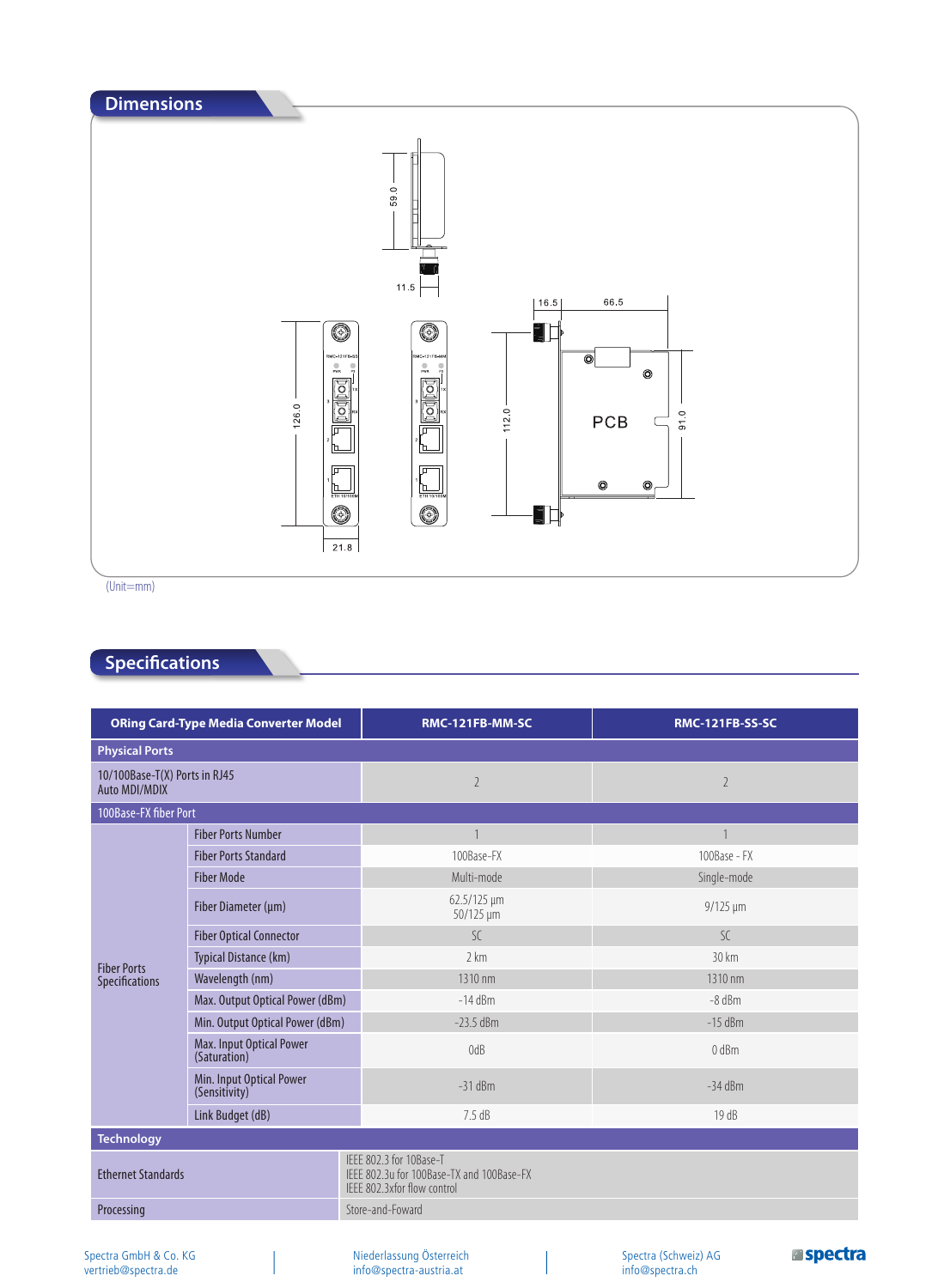## Dimensions

59.0

11.5

16.5 66.5

126.0

112.0

PCB

91.0

21.8

(Unit=mm)

## Specifications

| ORing Card-Type Media Converter Model | | RMC-121FB-MM-SC | RMC-121FB-SS-SC |
|---|---|---|---|
| **Physical Ports** | | | |
| 10/100Base-T(X) Ports in RJ45 Auto MDI/MDIX | | 2 | 2 |
| 100Base-FX fiber Port | | | |
| Fiber Ports Specifications | Fiber Ports Number | 1 | 1 |
| | Fiber Ports Standard | 100Base-FX | 100Base - FX |
| | Fiber Mode | Multi-mode | Single-mode |
| | Fiber Diameter (μm) | 62.5/125 μm 50/125 μm | 9/125 μm |
| | Fiber Optical Connector | SC | SC |
| | Typical Distance (km) | 2 km | 30 km |
| | Wavelength (nm) | 1310 nm | 1310 nm |
| | Max. Output Optical Power (dBm) | -14 dBm | -8 dBm |
| | Min. Output Optical Power (dBm) | -23.5 dBm | -15 dBm |
| | Max. Input Optical Power (Saturation) | 0dB | 0 dBm |
| | Min. Input Optical Power (Sensitivity) | -31 dBm | -34 dBm |
| | Link Budget (dB) | 7.5 dB | 19 dB |
| **Technology** | | | |
| Ethernet Standards | | IEEE 802.3 for 10Base-T<br>IEEE 802.3u for 100Base-TX and 100Base-FX<br>IEEE 802.3xfor flow control | |
| Processing | | Store-and-Foward | |

Spectra GmbH & Co. KG
vertrieb@spectra.de

Niederlassung Österreich
info@spectra-austria.at

Spectra (Schweiz) AG
info@spectra.ch

spectra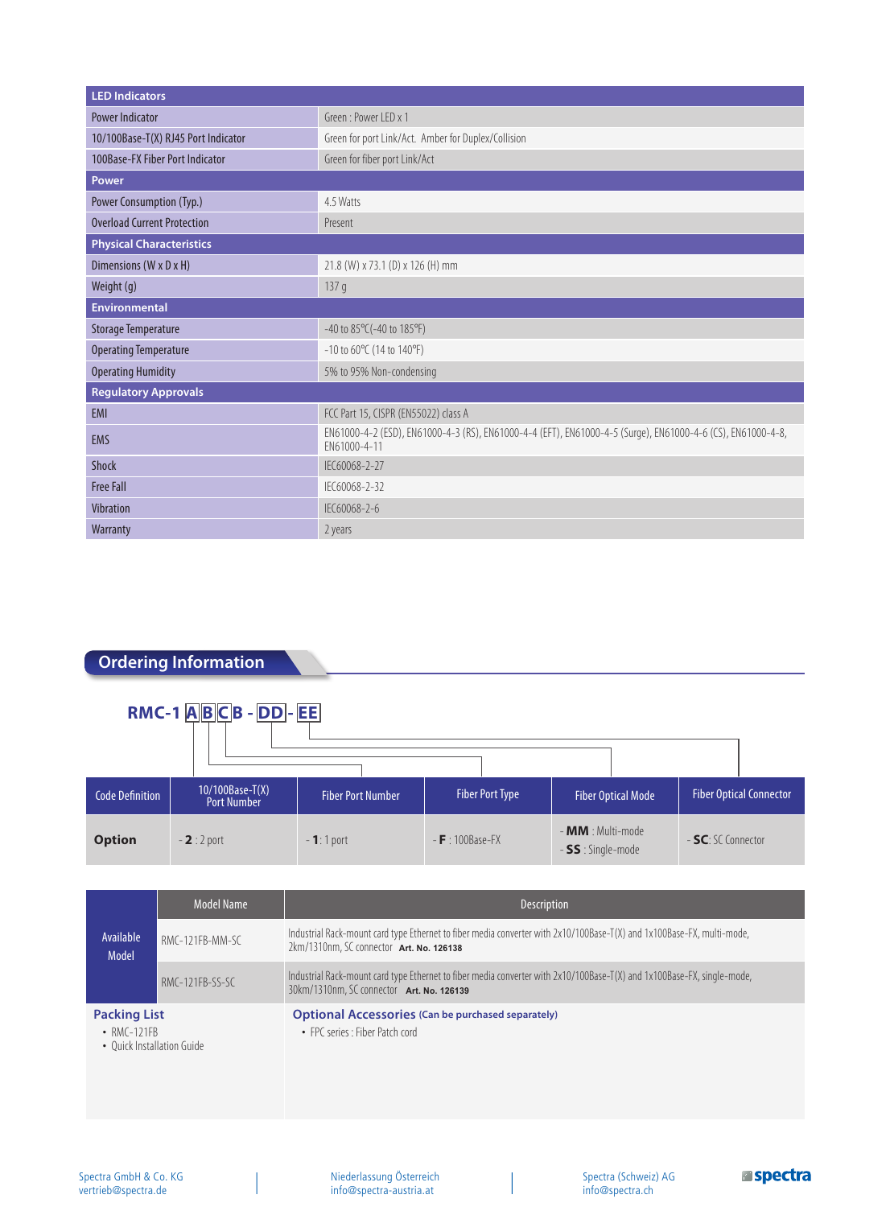| LED Indicators | |
|---|---|
| Power Indicator | Green : Power LED x 1 |
| 10/100Base-T(X) RJ45 Port Indicator | Green for port Link/Act. Amber for Duplex/Collision |
| 100Base-FX Fiber Port Indicator | Green for fiber port Link/Act |
| **Power** | |
| Power Consumption (Typ.) | 4.5 Watts |
| Overload Current Protection | Present |
| **Physical Characteristics** | |
| Dimensions (W x D x H) | 21.8 (W) x 73.1 (D) x 126 (H) mm |
| Weight (g) | 137 g |
| **Environmental** | |
| Storage Temperature | -40 to 85°C(-40 to 185°F) |
| Operating Temperature | -10 to 60°C (14 to 140°F) |
| Operating Humidity | 5% to 95% Non-condensing |
| **Regulatory Approvals** | |
| EMI | FCC Part 15, CISPR (EN55022) class A |
| EMS | EN61000-4-2 (ESD), EN61000-4-3 (RS), EN61000-4-4 (EFT), EN61000-4-5 (Surge), EN61000-4-6 (CS), EN61000-4-8, EN61000-4-11 |
| Shock | IEC60068-2-27 |
| Free Fall | IEC60068-2-32 |
| Vibration | IEC60068-2-6 |
| Warranty | 2 years |

## Ordering Information

**RMC-1 A B C B - DD - EE**

| Code Definition | 10/100Base-T(X) Port Number | Fiber Port Number | Fiber Port Type | Fiber Optical Mode | Fiber Optical Connector |
|---|---|---|---|---|---|
| **Option** | - **2** : 2 port | - **1**: 1 port | - **F** : 100Base-FX | - **MM** : Multi-mode<br>- **SS** : Single-mode | - **SC**: SC Connector |

| Available Model | Model Name | Description |
|---|---|---|
| | RMC-121FB-MM-SC | Industrial Rack-mount card type Ethernet to fiber media converter with 2x10/100Base-T(X) and 1x100Base-FX, multi-mode, 2km/1310nm, SC connector **Art. No. 126138** |
| | RMC-121FB-SS-SC | Industrial Rack-mount card type Ethernet to fiber media converter with 2x10/100Base-T(X) and 1x100Base-FX, single-mode, 30km/1310nm, SC connector **Art. No. 126139** |

### Packing List

- RMC-121FB
- Quick Installation Guide

### Optional Accessories (Can be purchased separately)

- FPC series : Fiber Patch cord

Spectra GmbH & Co. KG
vertrieb@spectra.de

Niederlassung Österreich
info@spectra-austria.at

Spectra (Schweiz) AG
info@spectra.ch

spectra